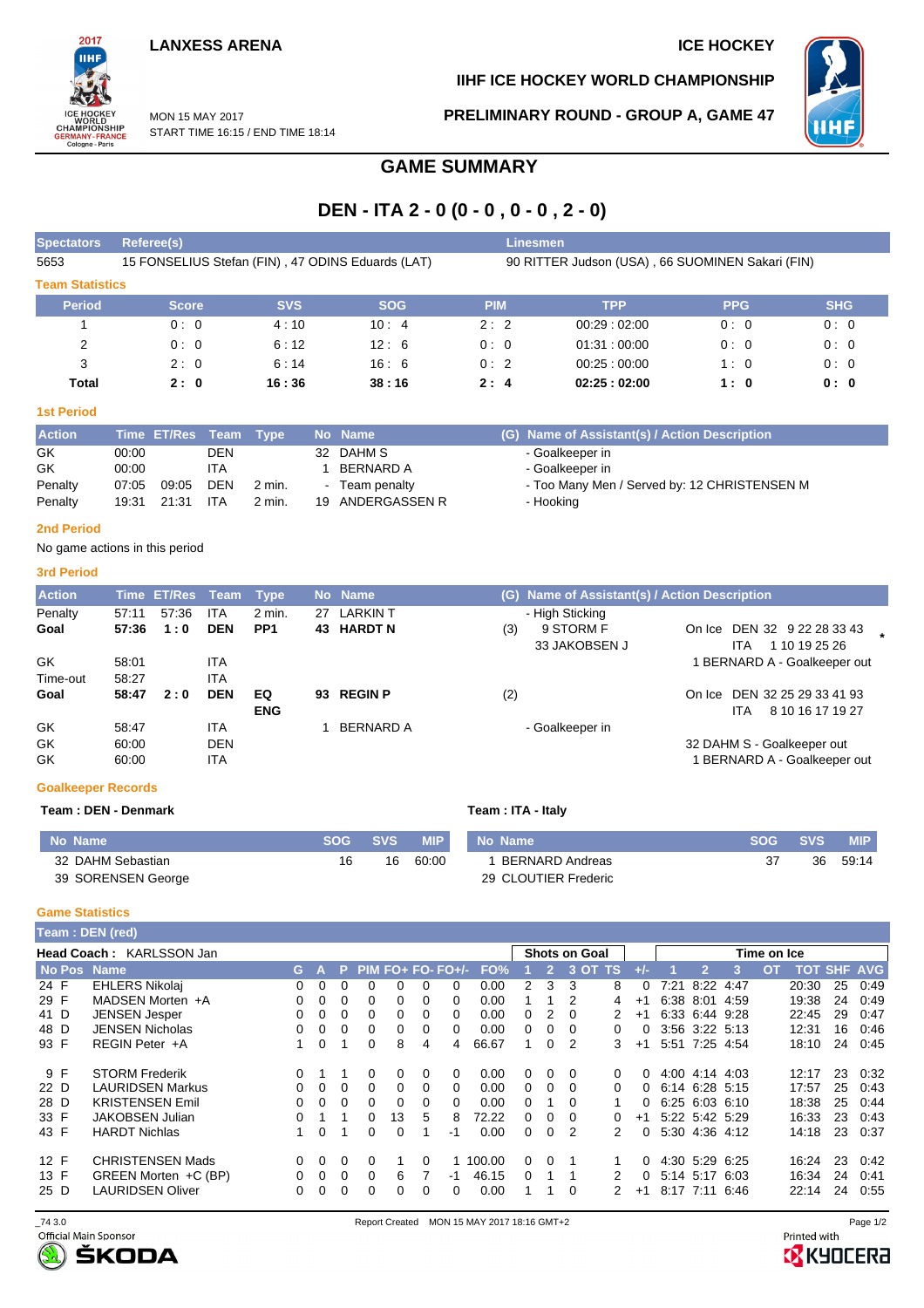LANXESS ARENA

ICE HOCKEY

IIHF ICE HOCKEY WORLD CHAMPIONSHIP

MON 15 MAY 2017
START TIME 16:15 / END TIME 18:14

PRELIMINARY ROUND - GROUP A, GAME 47

# GAME SUMMARY

## DEN - ITA 2 - 0 (0 - 0 , 0 - 0 , 2 - 0)

| Spectators | Referee(s) | Linesmen |
|---|---|---|
| 5653 | 15 FONSELIUS Stefan (FIN) , 47 ODINS Eduards (LAT) | 90 RITTER Judson (USA) , 66 SUOMINEN Sakari (FIN) |

### Team Statistics

| Period | Score | SVS | SOG | PIM | TPP | PPG | SHG |
|---|---|---|---|---|---|---|---|
| 1 | 0 : 0 | 4 : 10 | 10 : 4 | 2 : 2 | 00:29 : 02:00 | 0 : 0 | 0 : 0 |
| 2 | 0 : 0 | 6 : 12 | 12 : 6 | 0 : 0 | 01:31 : 00:00 | 0 : 0 | 0 : 0 |
| 3 | 2 : 0 | 6 : 14 | 16 : 6 | 0 : 2 | 00:25 : 00:00 | 1 : 0 | 0 : 0 |
| **Total** | **2 : 0** | **16 : 36** | **38 : 16** | **2 : 4** | **02:25 : 02:00** | **1 : 0** | **0 : 0** |

### 1st Period

| Action | Time | ET/Res | Team | Type | No | Name | (G) | Name of Assistant(s) / Action Description |
|---|---|---|---|---|---|---|---|---|
| GK | 00:00 | | DEN | | 32 | DAHM S | | - Goalkeeper in |
| GK | 00:00 | | ITA | | 1 | BERNARD A | | - Goalkeeper in |
| Penalty | 07:05 | 09:05 | DEN | 2 min. | - | Team penalty | | - Too Many Men / Served by: 12 CHRISTENSEN M |
| Penalty | 19:31 | 21:31 | ITA | 2 min. | 19 | ANDERGASSEN R | | - Hooking |

### 2nd Period

No game actions in this period

### 3rd Period

| Action | Time | ET/Res | Team | Type | No | Name | (G) | Name of Assistant(s) / Action Description | |
|---|---|---|---|---|---|---|---|---|---|
| Penalty | 57:11 | 57:36 | ITA | 2 min. | 27 | LARKIN T | | - High Sticking | |
| **Goal** | **57:36** | **1 : 0** | **DEN** | **PP1** | **43** | **HARDT N** | (3) | 9 STORM F<br>33 JAKOBSEN J | On Ice DEN 32 9 22 28 33 43 *<br>ITA 1 10 19 25 26 |
| GK | 58:01 | | ITA | | | | | | 1 BERNARD A - Goalkeeper out |
| Time-out | 58:27 | | ITA | | | | | | |
| **Goal** | **58:47** | **2 : 0** | **DEN** | **EQ ENG** | **93** | **REGIN P** | (2) | | On Ice DEN 32 25 29 33 41 93<br>ITA 8 10 16 17 19 27 |
| GK | 58:47 | | ITA | | 1 | BERNARD A | | - Goalkeeper in | |
| GK | 60:00 | | DEN | | | | | | 32 DAHM S - Goalkeeper out |
| GK | 60:00 | | ITA | | | | | | 1 BERNARD A - Goalkeeper out |

### Goalkeeper Records

**Team : DEN - Denmark**

| No | Name | SOG | SVS | MIP |
|---|---|---|---|---|
| 32 | DAHM Sebastian | 16 | 16 | 60:00 |
| 39 | SORENSEN George | | | |

**Team : ITA - Italy**

| No | Name | SOG | SVS | MIP |
|---|---|---|---|---|
| 1 | BERNARD Andreas | 37 | 36 | 59:14 |
| 29 | CLOUTIER Frederic | | | |

### Game Statistics

**Team : DEN (red)**

**Head Coach :** KARLSSON Jan

| No | Pos | Name | G | A | P | PIM | FO+ | FO- | FO+/- | FO% | SOG 1 | SOG 2 | SOG 3 | SOG OT | SOG TS | +/- | TOI 1 | TOI 2 | TOI 3 | TOI OT | TOI TOT | SHF | AVG |
|---|---|---|---|---|---|---|---|---|---|---|---|---|---|---|---|---|---|---|---|---|---|---|---|
| 24 | F | EHLERS Nikolaj | 0 | 0 | 0 | 0 | 0 | 0 | 0 | 0.00 | 2 | 3 | 3 | | 8 | 0 | 7:21 | 8:22 | 4:47 | | 20:30 | 25 | 0:49 |
| 29 | F | MADSEN Morten +A | 0 | 0 | 0 | 0 | 0 | 0 | 0 | 0.00 | 1 | 1 | 2 | | 4 | +1 | 6:38 | 8:01 | 4:59 | | 19:38 | 24 | 0:49 |
| 41 | D | JENSEN Jesper | 0 | 0 | 0 | 0 | 0 | 0 | 0 | 0.00 | 0 | 2 | 0 | | 2 | +1 | 6:33 | 6:44 | 9:28 | | 22:45 | 29 | 0:47 |
| 48 | D | JENSEN Nicholas | 0 | 0 | 0 | 0 | 0 | 0 | 0 | 0.00 | 0 | 0 | 0 | | 0 | 0 | 3:56 | 3:22 | 5:13 | | 12:31 | 16 | 0:46 |
| 93 | F | REGIN Peter +A | 1 | 0 | 1 | 0 | 8 | 4 | 4 | 66.67 | 1 | 0 | 2 | | 3 | +1 | 5:51 | 7:25 | 4:54 | | 18:10 | 24 | 0:45 |
| 9 | F | STORM Frederik | 0 | 1 | 1 | 0 | 0 | 0 | 0 | 0.00 | 0 | 0 | 0 | | 0 | 0 | 4:00 | 4:14 | 4:03 | | 12:17 | 23 | 0:32 |
| 22 | D | LAURIDSEN Markus | 0 | 0 | 0 | 0 | 0 | 0 | 0 | 0.00 | 0 | 0 | 0 | | 0 | 0 | 6:14 | 6:28 | 5:15 | | 17:57 | 25 | 0:43 |
| 28 | D | KRISTENSEN Emil | 0 | 0 | 0 | 0 | 0 | 0 | 0 | 0.00 | 0 | 1 | 0 | | 1 | 0 | 6:25 | 6:03 | 6:10 | | 18:38 | 25 | 0:44 |
| 33 | F | JAKOBSEN Julian | 0 | 1 | 1 | 0 | 13 | 5 | 8 | 72.22 | 0 | 0 | 0 | | 0 | +1 | 5:22 | 5:42 | 5:29 | | 16:33 | 23 | 0:43 |
| 43 | F | HARDT Nichlas | 1 | 0 | 1 | 0 | 0 | 1 | -1 | 0.00 | 0 | 0 | 2 | | 2 | 0 | 5:30 | 4:36 | 4:12 | | 14:18 | 23 | 0:37 |
| 12 | F | CHRISTENSEN Mads | 0 | 0 | 0 | 0 | 1 | 0 | 1 | 100.00 | 0 | 0 | 1 | | 1 | 0 | 4:30 | 5:29 | 6:25 | | 16:24 | 23 | 0:42 |
| 13 | F | GREEN Morten +C (BP) | 0 | 0 | 0 | 0 | 6 | 7 | -1 | 46.15 | 0 | 1 | 1 | | 2 | 0 | 5:14 | 5:17 | 6:03 | | 16:34 | 24 | 0:41 |
| 25 | D | LAURIDSEN Oliver | 0 | 0 | 0 | 0 | 0 | 0 | 0 | 0.00 | 1 | 1 | 0 | | 2 | +1 | 8:17 | 7:11 | 6:46 | | 22:14 | 24 | 0:55 |

_74 3.0 Report Created MON 15 MAY 2017 18:16 GMT+2

Official Main Sponsor ŠKODA — Printed with KYOCERA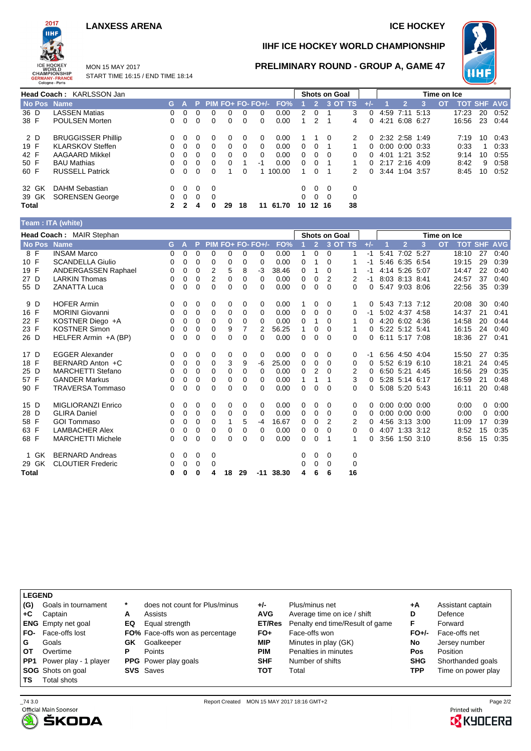**LANXESS ARENA** | **ICE HOCKEY**

## IIHF ICE HOCKEY WORLD CHAMPIONSHIP

### PRELIMINARY ROUND - GROUP A, GAME 47

MON 15 MAY 2017
START TIME 16:15 / END TIME 18:14

**Head Coach :** KARLSSON Jan

| No | Pos | Name | G | A | P | PIM | FO+ | FO- | FO+/- | FO% | SOG 1 | SOG 2 | SOG 3 | SOG OT | SOG TS | +/- | TOI 1 | TOI 2 | TOI 3 | TOI OT | TOT | SHF | AVG |
|---|---|---|---|---|---|---|---|---|---|---|---|---|---|---|---|---|---|---|---|---|---|---|---|
| 36 | D | LASSEN Matias | 0 | 0 | 0 | 0 | 0 | 0 | 0 | 0.00 | 2 | 0 | 1 | | 3 | 0 | 4:59 | 7:11 | 5:13 | | 17:23 | 20 | 0:52 |
| 38 | F | POULSEN Morten | 0 | 0 | 0 | 0 | 0 | 0 | 0 | 0.00 | 1 | 2 | 1 | | 4 | 0 | 4:21 | 6:08 | 6:27 | | 16:56 | 23 | 0:44 |
| 2 | D | BRUGGISSER Phillip | 0 | 0 | 0 | 0 | 0 | 0 | 0 | 0.00 | 1 | 1 | 0 | | 2 | 0 | 2:32 | 2:58 | 1:49 | | 7:19 | 10 | 0:43 |
| 19 | F | KLARSKOV Steffen | 0 | 0 | 0 | 0 | 0 | 0 | 0 | 0.00 | 0 | 0 | 1 | | 1 | 0 | 0:00 | 0:00 | 0:33 | | 0:33 | 1 | 0:33 |
| 42 | F | AAGAARD Mikkel | 0 | 0 | 0 | 0 | 0 | 0 | 0 | 0.00 | 0 | 0 | 0 | | 0 | 0 | 4:01 | 1:21 | 3:52 | | 9:14 | 10 | 0:55 |
| 50 | F | BAU Mathias | 0 | 0 | 0 | 0 | 0 | 1 | -1 | 0.00 | 0 | 0 | 1 | | 1 | 0 | 2:17 | 2:16 | 4:09 | | 8:42 | 9 | 0:58 |
| 60 | F | RUSSELL Patrick | 0 | 0 | 0 | 0 | 1 | 0 | 1 | 100.00 | 1 | 0 | 1 | | 2 | 0 | 3:44 | 1:04 | 3:57 | | 8:45 | 10 | 0:52 |
| 32 | GK | DAHM Sebastian | 0 | 0 | 0 | 0 | | | | | 0 | 0 | 0 | | 0 | | | | | | | | |
| 39 | GK | SORENSEN George | 0 | 0 | 0 | 0 | | | | | 0 | 0 | 0 | | 0 | | | | | | | | |
| **Total** | | | **2** | **2** | **4** | **0** | **29** | **18** | **11** | **61.70** | **10** | **12** | **16** | | **38** | | | | | | | | |

## Team : ITA (white)

**Head Coach :** MAIR Stephan

| No | Pos | Name | G | A | P | PIM | FO+ | FO- | FO+/- | FO% | SOG 1 | SOG 2 | SOG 3 | SOG OT | SOG TS | +/- | TOI 1 | TOI 2 | TOI 3 | TOI OT | TOT | SHF | AVG |
|---|---|---|---|---|---|---|---|---|---|---|---|---|---|---|---|---|---|---|---|---|---|---|---|
| 8 | F | INSAM Marco | 0 | 0 | 0 | 0 | 0 | 0 | 0 | 0.00 | 1 | 0 | 0 | | 1 | -1 | 5:41 | 7:02 | 5:27 | | 18:10 | 27 | 0:40 |
| 10 | F | SCANDELLA Giulio | 0 | 0 | 0 | 0 | 0 | 0 | 0 | 0.00 | 0 | 1 | 0 | | 1 | -1 | 5:46 | 6:35 | 6:54 | | 19:15 | 29 | 0:39 |
| 19 | F | ANDERGASSEN Raphael | 0 | 0 | 0 | 2 | 5 | 8 | -3 | 38.46 | 0 | 1 | 0 | | 1 | -1 | 4:14 | 5:26 | 5:07 | | 14:47 | 22 | 0:40 |
| 27 | D | LARKIN Thomas | 0 | 0 | 0 | 2 | 0 | 0 | 0 | 0.00 | 0 | 0 | 2 | | 2 | -1 | 8:03 | 8:13 | 8:41 | | 24:57 | 37 | 0:40 |
| 55 | D | ZANATTA Luca | 0 | 0 | 0 | 0 | 0 | 0 | 0 | 0.00 | 0 | 0 | 0 | | 0 | 0 | 5:47 | 9:03 | 8:06 | | 22:56 | 35 | 0:39 |
| 9 | D | HOFER Armin | 0 | 0 | 0 | 0 | 0 | 0 | 0 | 0.00 | 1 | 0 | 0 | | 1 | 0 | 5:43 | 7:13 | 7:12 | | 20:08 | 30 | 0:40 |
| 16 | F | MORINI Giovanni | 0 | 0 | 0 | 0 | 0 | 0 | 0 | 0.00 | 0 | 0 | 0 | | 0 | -1 | 5:02 | 4:37 | 4:58 | | 14:37 | 21 | 0:41 |
| 22 | F | KOSTNER Diego +A | 0 | 0 | 0 | 0 | 0 | 0 | 0 | 0.00 | 0 | 1 | 0 | | 1 | 0 | 4:20 | 6:02 | 4:36 | | 14:58 | 20 | 0:44 |
| 23 | F | KOSTNER Simon | 0 | 0 | 0 | 0 | 9 | 7 | 2 | 56.25 | 1 | 0 | 0 | | 1 | 0 | 5:22 | 5:12 | 5:41 | | 16:15 | 24 | 0:40 |
| 26 | D | HELFER Armin +A (BP) | 0 | 0 | 0 | 0 | 0 | 0 | 0 | 0.00 | 0 | 0 | 0 | | 0 | 0 | 6:11 | 5:17 | 7:08 | | 18:36 | 27 | 0:41 |
| 17 | D | EGGER Alexander | 0 | 0 | 0 | 0 | 0 | 0 | 0 | 0.00 | 0 | 0 | 0 | | 0 | -1 | 6:56 | 4:50 | 4:04 | | 15:50 | 27 | 0:35 |
| 18 | F | BERNARD Anton +C | 0 | 0 | 0 | 0 | 3 | 9 | -6 | 25.00 | 0 | 0 | 0 | | 0 | 0 | 5:52 | 6:19 | 6:10 | | 18:21 | 24 | 0:45 |
| 25 | D | MARCHETTI Stefano | 0 | 0 | 0 | 0 | 0 | 0 | 0 | 0.00 | 0 | 2 | 0 | | 2 | 0 | 6:50 | 5:21 | 4:45 | | 16:56 | 29 | 0:35 |
| 57 | F | GANDER Markus | 0 | 0 | 0 | 0 | 0 | 0 | 0 | 0.00 | 1 | 1 | 1 | | 3 | 0 | 5:28 | 5:14 | 6:17 | | 16:59 | 21 | 0:48 |
| 90 | F | TRAVERSA Tommaso | 0 | 0 | 0 | 0 | 0 | 0 | 0 | 0.00 | 0 | 0 | 0 | | 0 | 0 | 5:08 | 5:20 | 5:43 | | 16:11 | 20 | 0:48 |
| 15 | D | MIGLIORANZI Enrico | 0 | 0 | 0 | 0 | 0 | 0 | 0 | 0.00 | 0 | 0 | 0 | | 0 | 0 | 0:00 | 0:00 | 0:00 | | 0:00 | 0 | 0:00 |
| 28 | D | GLIRA Daniel | 0 | 0 | 0 | 0 | 0 | 0 | 0 | 0.00 | 0 | 0 | 0 | | 0 | 0 | 0:00 | 0:00 | 0:00 | | 0:00 | 0 | 0:00 |
| 58 | F | GOI Tommaso | 0 | 0 | 0 | 0 | 1 | 5 | -4 | 16.67 | 0 | 0 | 2 | | 2 | 0 | 4:56 | 3:13 | 3:00 | | 11:09 | 17 | 0:39 |
| 63 | F | LAMBACHER Alex | 0 | 0 | 0 | 0 | 0 | 0 | 0 | 0.00 | 0 | 0 | 0 | | 0 | 0 | 4:07 | 1:33 | 3:12 | | 8:52 | 15 | 0:35 |
| 68 | F | MARCHETTI Michele | 0 | 0 | 0 | 0 | 0 | 0 | 0 | 0.00 | 0 | 0 | 1 | | 1 | 0 | 3:56 | 1:50 | 3:10 | | 8:56 | 15 | 0:35 |
| 1 | GK | BERNARD Andreas | 0 | 0 | 0 | 0 | | | | | 0 | 0 | 0 | | 0 | | | | | | | | |
| 29 | GK | CLOUTIER Frederic | 0 | 0 | 0 | 0 | | | | | 0 | 0 | 0 | | 0 | | | | | | | | |
| **Total** | | | **0** | **0** | **0** | **4** | **18** | **29** | **-11** | **38.30** | **4** | **6** | **6** | | **16** | | | | | | | | |

**LEGEND**

| | | | | | | | |
|---|---|---|---|---|---|---|---|
| (G) | Goals in tournament | * | does not count for Plus/minus | +/- | Plus/minus net | +A | Assistant captain |
| +C | Captain | A | Assists | AVG | Average time on ice / shift | D | Defence |
| ENG | Empty net goal | EQ | Equal strength | ET/Res | Penalty end time/Result of game | F | Forward |
| FO- | Face-offs lost | FO% | Face-offs won as percentage | FO+ | Face-offs won | FO+/- | Face-offs net |
| G | Goals | GK | Goalkeeper | MIP | Minutes in play (GK) | No | Jersey number |
| OT | Overtime | P | Points | PIM | Penalties in minutes | Pos | Position |
| PP1 | Power play - 1 player | PPG | Power play goals | SHF | Number of shifts | SHG | Shorthanded goals |
| SOG | Shots on goal | SVS | Saves | TOT | Total | TPP | Time on power play |
| TS | Total shots | | | | | | |

_74 3.0 — Report Created MON 15 MAY 2017 18:16 GMT+2

Official Main Sponsor ŠKODA — Printed with KYOCERA